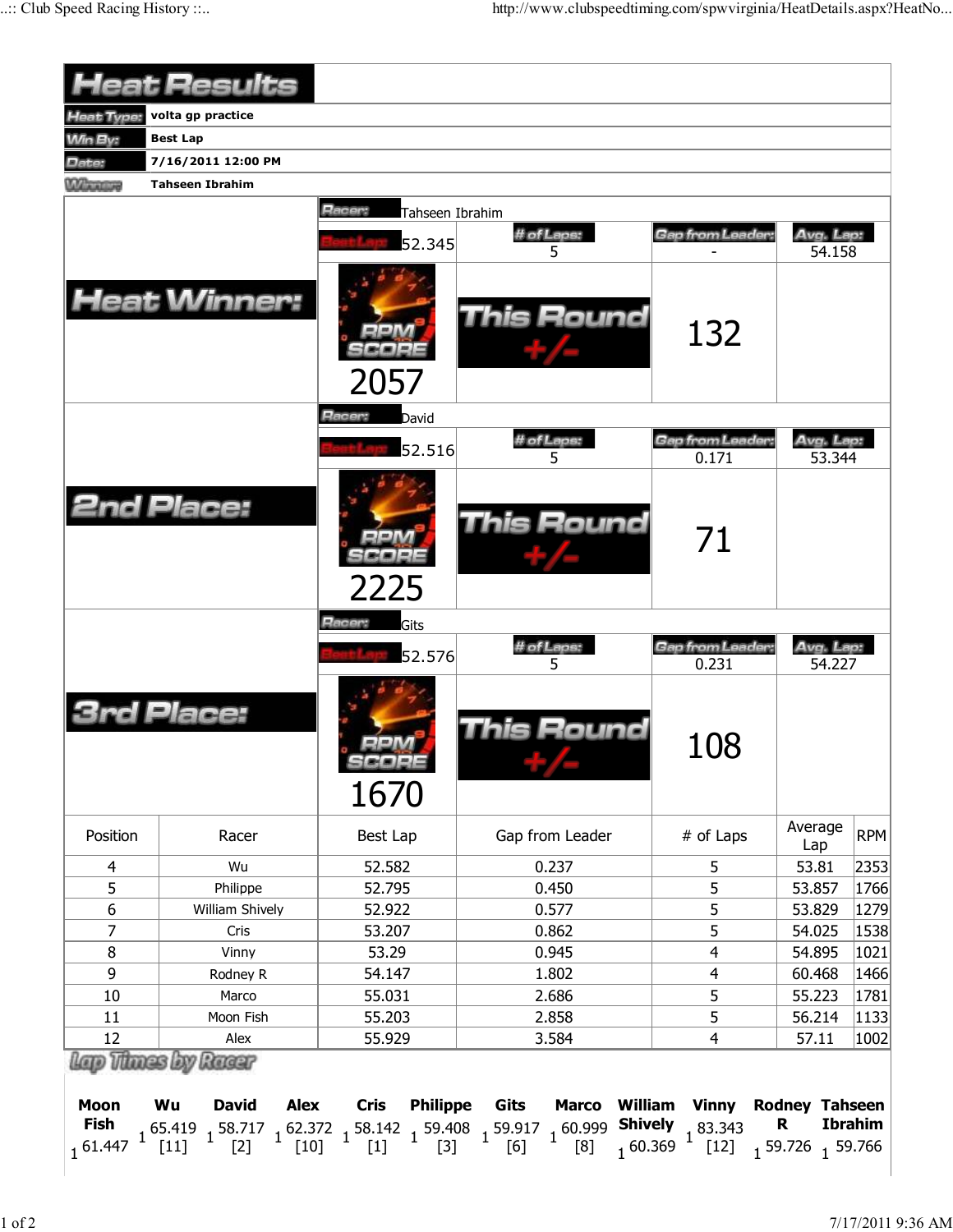# Heat Results

| | |
|---|---|
| Heat Type: | volta gp practice |
| Win By: | Best Lap |
| Date: | 7/16/2011 12:00 PM |
| Winner: | Tahseen Ibrahim |

## Heat Winner:

Racer: Tahseen Ibrahim

| Best Lap | # of Laps | Gap from Leader | Avg. Lap |
|---|---|---|---|
| 52.345 | 5 | - | 54.158 |

RPM SCORE: 2057

This Round +/-: 132

## 2nd Place:

Racer: David

| Best Lap | # of Laps | Gap from Leader | Avg. Lap |
|---|---|---|---|
| 52.516 | 5 | 0.171 | 53.344 |

RPM SCORE: 2225

This Round +/-: 71

## 3rd Place:

Racer: Gits

| Best Lap | # of Laps | Gap from Leader | Avg. Lap |
|---|---|---|---|
| 52.576 | 5 | 0.231 | 54.227 |

RPM SCORE: 1670

This Round +/-: 108

| Position | Racer | Best Lap | Gap from Leader | # of Laps | Average Lap | RPM |
|---|---|---|---|---|---|---|
| 4 | Wu | 52.582 | 0.237 | 5 | 53.81 | 2353 |
| 5 | Philippe | 52.795 | 0.450 | 5 | 53.857 | 1766 |
| 6 | William Shively | 52.922 | 0.577 | 5 | 53.829 | 1279 |
| 7 | Cris | 53.207 | 0.862 | 5 | 54.025 | 1538 |
| 8 | Vinny | 53.29 | 0.945 | 4 | 54.895 | 1021 |
| 9 | Rodney R | 54.147 | 1.802 | 4 | 60.468 | 1466 |
| 10 | Marco | 55.031 | 2.686 | 5 | 55.223 | 1781 |
| 11 | Moon Fish | 55.203 | 2.858 | 5 | 56.214 | 1133 |
| 12 | Alex | 55.929 | 3.584 | 4 | 57.11 | 1002 |

## Lap Times by Racer

| Moon Fish | Wu | David | Alex | Cris | Philippe | Gits | Marco | William Shively | Vinny | Rodney R | Tahseen Ibrahim |
|---|---|---|---|---|---|---|---|---|---|---|---|
| 1 61.447 | 1 65.419 [11] | 1 58.717 [2] | 1 62.372 [10] | 1 58.142 [1] | 1 59.408 [3] | 1 59.917 [6] | 1 60.999 [8] | 1 60.369 | 1 83.343 [12] | 1 59.726 | 1 59.766 |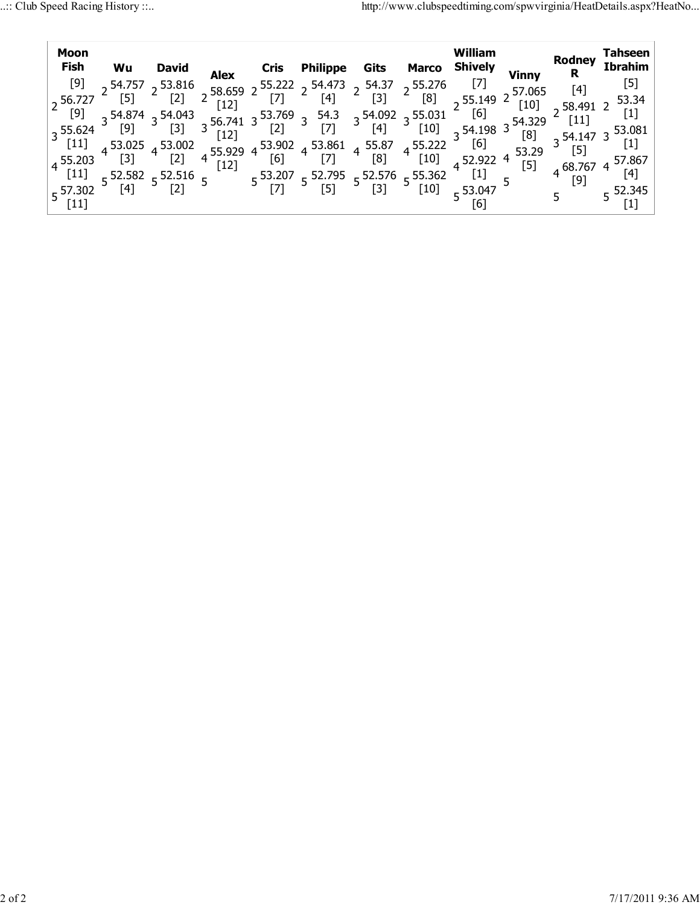| Moon Fish | Wu | David | Alex | Cris | Philippe | Gits | Marco | William Shively | Vinny | Rodney R | Tahseen Ibrahim |
|---|---|---|---|---|---|---|---|---|---|---|---|
| [9] | | | | | | | | [7] | | [4] | [5] |
| 2 56.727 [9] | 2 54.757 [5] | 2 53.816 [2] | 2 58.659 [12] | 2 55.222 [7] | 2 54.473 [4] | 2 54.37 [3] | 2 55.276 [8] | 2 55.149 [6] | 2 57.065 [10] | 2 58.491 [11] | 2 53.34 [1] |
| 3 55.624 [11] | 3 54.874 [9] | 3 54.043 [3] | 3 56.741 [12] | 3 53.769 [2] | 3 54.3 [7] | 3 54.092 [4] | 3 55.031 [10] | 3 54.198 [6] | 3 54.329 [8] | 3 54.147 [5] | 3 53.081 [1] |
| 4 55.203 [11] | 4 53.025 [3] | 4 53.002 [2] | 4 55.929 [12] | 4 53.902 [6] | 4 53.861 [7] | 4 55.87 [8] | 4 55.222 [10] | 4 52.922 [1] | 4 53.29 [5] | 4 68.767 [9] | 4 57.867 [4] |
| 5 57.302 [11] | 5 52.582 [4] | 5 52.516 [2] | 5 | 5 53.207 [7] | 5 52.795 [5] | 5 52.576 [3] | 5 55.362 [10] | 5 53.047 [6] | 5 | 5 | 5 52.345 [1] |